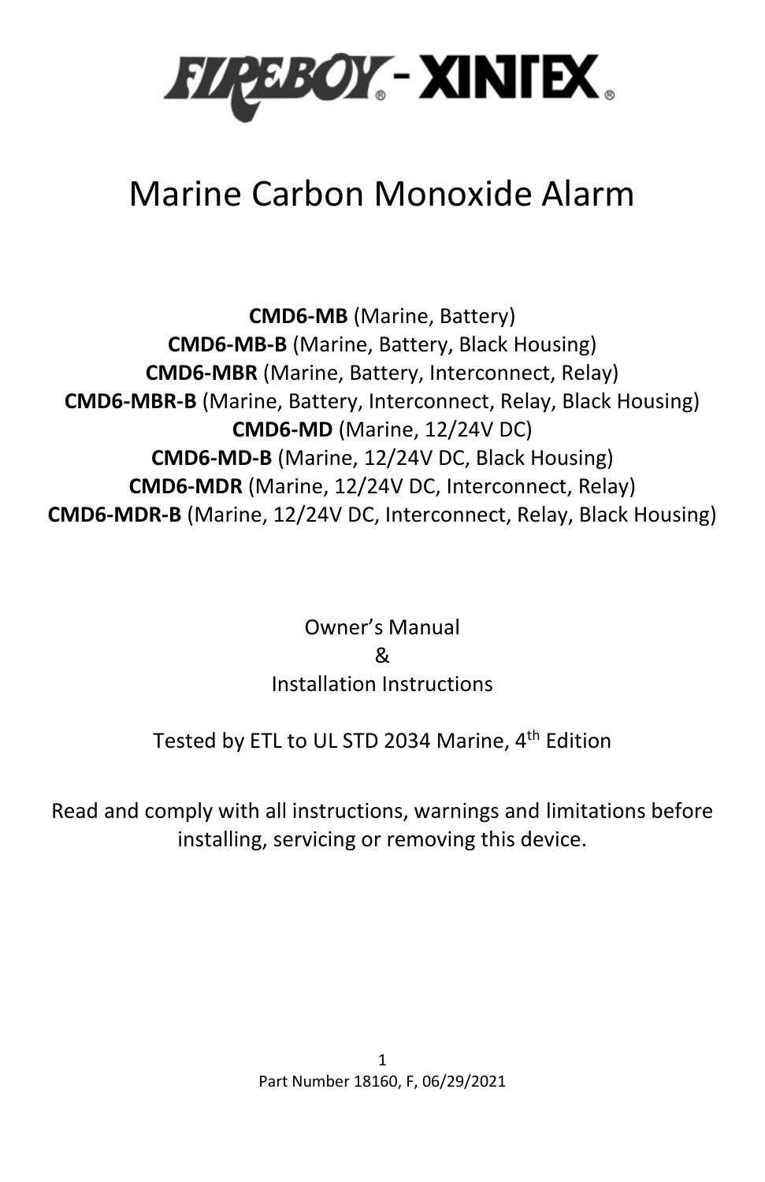FIREBOY® - XINTEX®

# Marine Carbon Monoxide Alarm

**CMD6-MB** (Marine, Battery)
**CMD6-MB-B** (Marine, Battery, Black Housing)
**CMD6-MBR** (Marine, Battery, Interconnect, Relay)
**CMD6-MBR-B** (Marine, Battery, Interconnect, Relay, Black Housing)
**CMD6-MD** (Marine, 12/24V DC)
**CMD6-MD-B** (Marine, 12/24V DC, Black Housing)
**CMD6-MDR** (Marine, 12/24V DC, Interconnect, Relay)
**CMD6-MDR-B** (Marine, 12/24V DC, Interconnect, Relay, Black Housing)

Owner's Manual
&
Installation Instructions

Tested by ETL to UL STD 2034 Marine, 4th Edition

Read and comply with all instructions, warnings and limitations before installing, servicing or removing this device.

Part Number 18160, F, 06/29/2021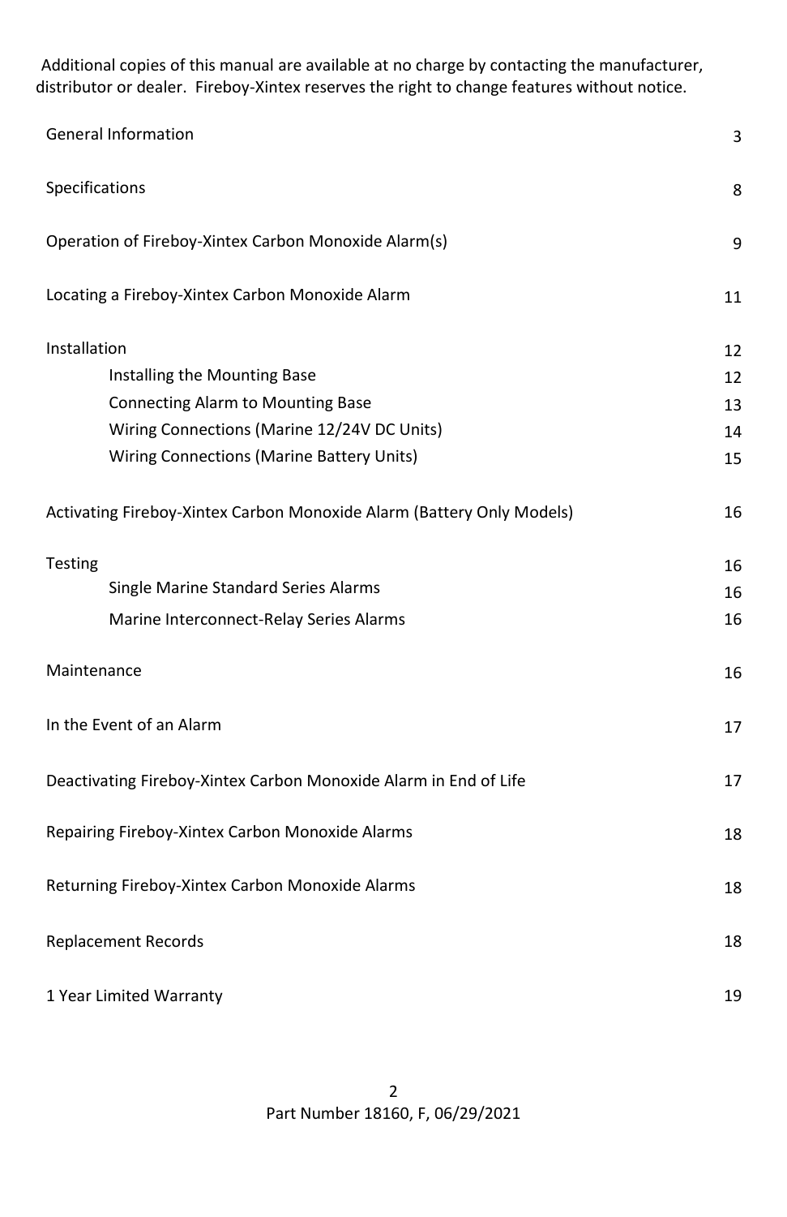Additional copies of this manual are available at no charge by contacting the manufacturer, distributor or dealer. Fireboy-Xintex reserves the right to change features without notice.

| | |
|---|---|
| General Information | 3 |
| Specifications | 8 |
| Operation of Fireboy-Xintex Carbon Monoxide Alarm(s) | 9 |
| Locating a Fireboy-Xintex Carbon Monoxide Alarm | 11 |
| Installation | 12 |
| Installing the Mounting Base | 12 |
| Connecting Alarm to Mounting Base | 13 |
| Wiring Connections (Marine 12/24V DC Units) | 14 |
| Wiring Connections (Marine Battery Units) | 15 |
| Activating Fireboy-Xintex Carbon Monoxide Alarm (Battery Only Models) | 16 |
| Testing | 16 |
| Single Marine Standard Series Alarms | 16 |
| Marine Interconnect-Relay Series Alarms | 16 |
| Maintenance | 16 |
| In the Event of an Alarm | 17 |
| Deactivating Fireboy-Xintex Carbon Monoxide Alarm in End of Life | 17 |
| Repairing Fireboy-Xintex Carbon Monoxide Alarms | 18 |
| Returning Fireboy-Xintex Carbon Monoxide Alarms | 18 |
| Replacement Records | 18 |
| 1 Year Limited Warranty | 19 |

Part Number 18160, F, 06/29/2021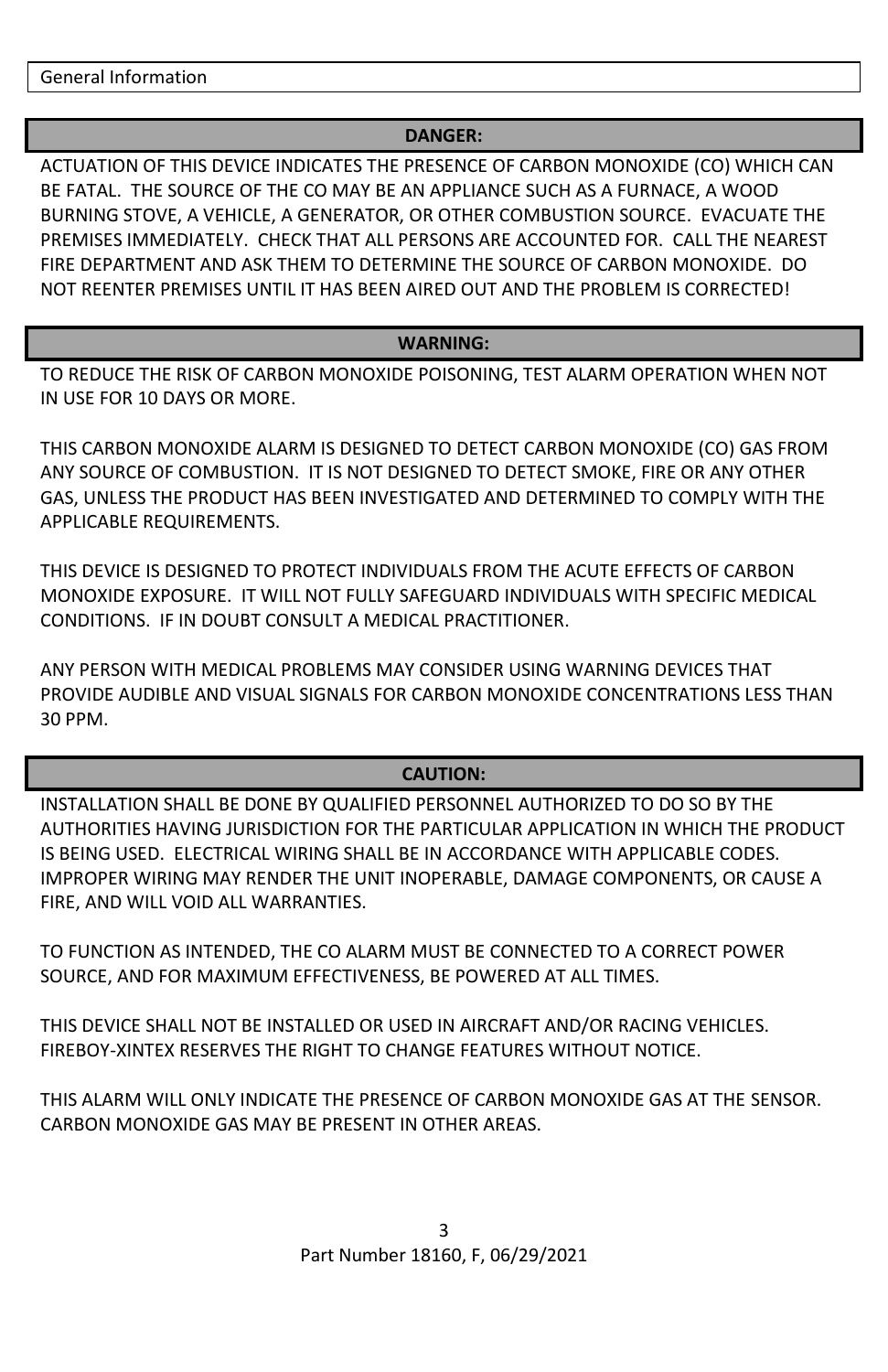## General Information

### DANGER:

ACTUATION OF THIS DEVICE INDICATES THE PRESENCE OF CARBON MONOXIDE (CO) WHICH CAN BE FATAL. THE SOURCE OF THE CO MAY BE AN APPLIANCE SUCH AS A FURNACE, A WOOD BURNING STOVE, A VEHICLE, A GENERATOR, OR OTHER COMBUSTION SOURCE. EVACUATE THE PREMISES IMMEDIATELY. CHECK THAT ALL PERSONS ARE ACCOUNTED FOR. CALL THE NEAREST FIRE DEPARTMENT AND ASK THEM TO DETERMINE THE SOURCE OF CARBON MONOXIDE. DO NOT REENTER PREMISES UNTIL IT HAS BEEN AIRED OUT AND THE PROBLEM IS CORRECTED!

### WARNING:

TO REDUCE THE RISK OF CARBON MONOXIDE POISONING, TEST ALARM OPERATION WHEN NOT IN USE FOR 10 DAYS OR MORE.

THIS CARBON MONOXIDE ALARM IS DESIGNED TO DETECT CARBON MONOXIDE (CO) GAS FROM ANY SOURCE OF COMBUSTION. IT IS NOT DESIGNED TO DETECT SMOKE, FIRE OR ANY OTHER GAS, UNLESS THE PRODUCT HAS BEEN INVESTIGATED AND DETERMINED TO COMPLY WITH THE APPLICABLE REQUIREMENTS.

THIS DEVICE IS DESIGNED TO PROTECT INDIVIDUALS FROM THE ACUTE EFFECTS OF CARBON MONOXIDE EXPOSURE. IT WILL NOT FULLY SAFEGUARD INDIVIDUALS WITH SPECIFIC MEDICAL CONDITIONS. IF IN DOUBT CONSULT A MEDICAL PRACTITIONER.

ANY PERSON WITH MEDICAL PROBLEMS MAY CONSIDER USING WARNING DEVICES THAT PROVIDE AUDIBLE AND VISUAL SIGNALS FOR CARBON MONOXIDE CONCENTRATIONS LESS THAN 30 PPM.

### CAUTION:

INSTALLATION SHALL BE DONE BY QUALIFIED PERSONNEL AUTHORIZED TO DO SO BY THE AUTHORITIES HAVING JURISDICTION FOR THE PARTICULAR APPLICATION IN WHICH THE PRODUCT IS BEING USED. ELECTRICAL WIRING SHALL BE IN ACCORDANCE WITH APPLICABLE CODES. IMPROPER WIRING MAY RENDER THE UNIT INOPERABLE, DAMAGE COMPONENTS, OR CAUSE A FIRE, AND WILL VOID ALL WARRANTIES.

TO FUNCTION AS INTENDED, THE CO ALARM MUST BE CONNECTED TO A CORRECT POWER SOURCE, AND FOR MAXIMUM EFFECTIVENESS, BE POWERED AT ALL TIMES.

THIS DEVICE SHALL NOT BE INSTALLED OR USED IN AIRCRAFT AND/OR RACING VEHICLES. FIREBOY-XINTEX RESERVES THE RIGHT TO CHANGE FEATURES WITHOUT NOTICE.

THIS ALARM WILL ONLY INDICATE THE PRESENCE OF CARBON MONOXIDE GAS AT THE SENSOR. CARBON MONOXIDE GAS MAY BE PRESENT IN OTHER AREAS.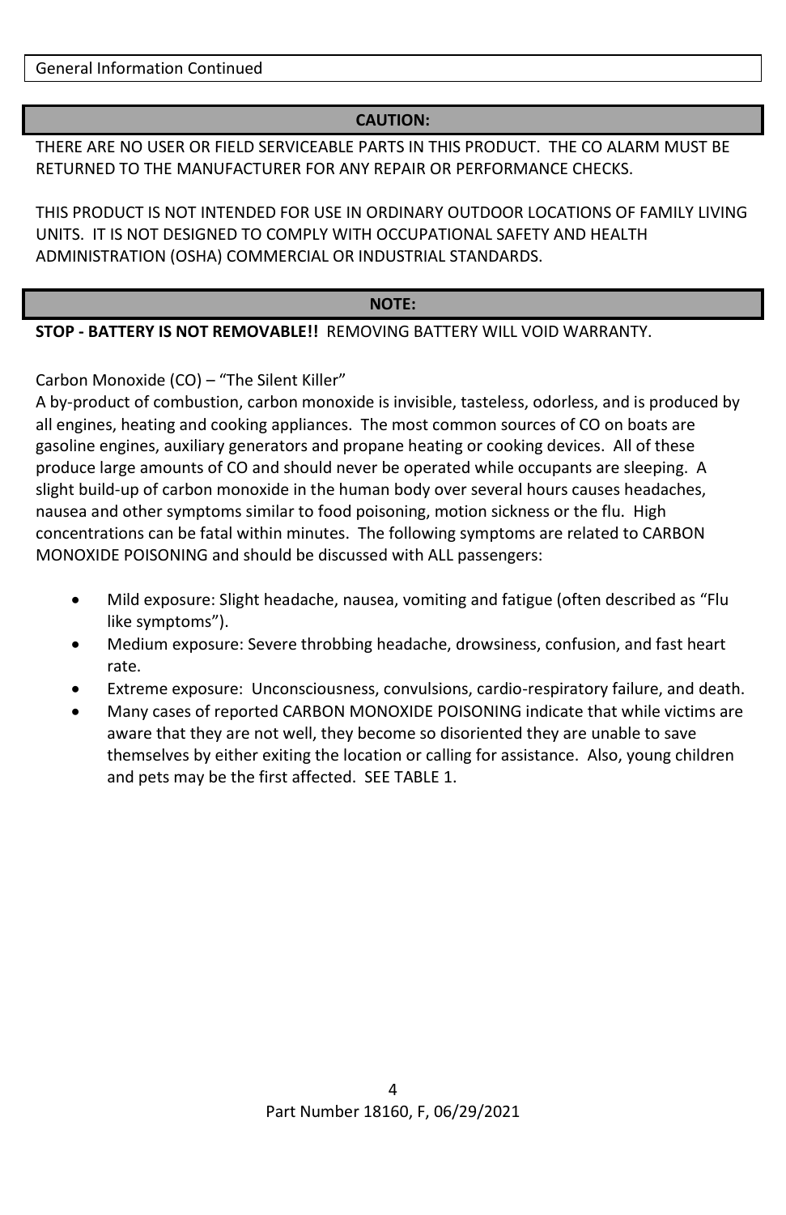General Information Continued

## CAUTION:

THERE ARE NO USER OR FIELD SERVICEABLE PARTS IN THIS PRODUCT. THE CO ALARM MUST BE RETURNED TO THE MANUFACTURER FOR ANY REPAIR OR PERFORMANCE CHECKS.

THIS PRODUCT IS NOT INTENDED FOR USE IN ORDINARY OUTDOOR LOCATIONS OF FAMILY LIVING UNITS. IT IS NOT DESIGNED TO COMPLY WITH OCCUPATIONAL SAFETY AND HEALTH ADMINISTRATION (OSHA) COMMERCIAL OR INDUSTRIAL STANDARDS.

## NOTE:

**STOP - BATTERY IS NOT REMOVABLE!!** REMOVING BATTERY WILL VOID WARRANTY.

Carbon Monoxide (CO) – "The Silent Killer"

A by-product of combustion, carbon monoxide is invisible, tasteless, odorless, and is produced by all engines, heating and cooking appliances. The most common sources of CO on boats are gasoline engines, auxiliary generators and propane heating or cooking devices. All of these produce large amounts of CO and should never be operated while occupants are sleeping. A slight build-up of carbon monoxide in the human body over several hours causes headaches, nausea and other symptoms similar to food poisoning, motion sickness or the flu. High concentrations can be fatal within minutes. The following symptoms are related to CARBON MONOXIDE POISONING and should be discussed with ALL passengers:

- Mild exposure: Slight headache, nausea, vomiting and fatigue (often described as "Flu like symptoms").
- Medium exposure: Severe throbbing headache, drowsiness, confusion, and fast heart rate.
- Extreme exposure: Unconsciousness, convulsions, cardio-respiratory failure, and death.
- Many cases of reported CARBON MONOXIDE POISONING indicate that while victims are aware that they are not well, they become so disoriented they are unable to save themselves by either exiting the location or calling for assistance. Also, young children and pets may be the first affected. SEE TABLE 1.

Part Number 18160, F, 06/29/2021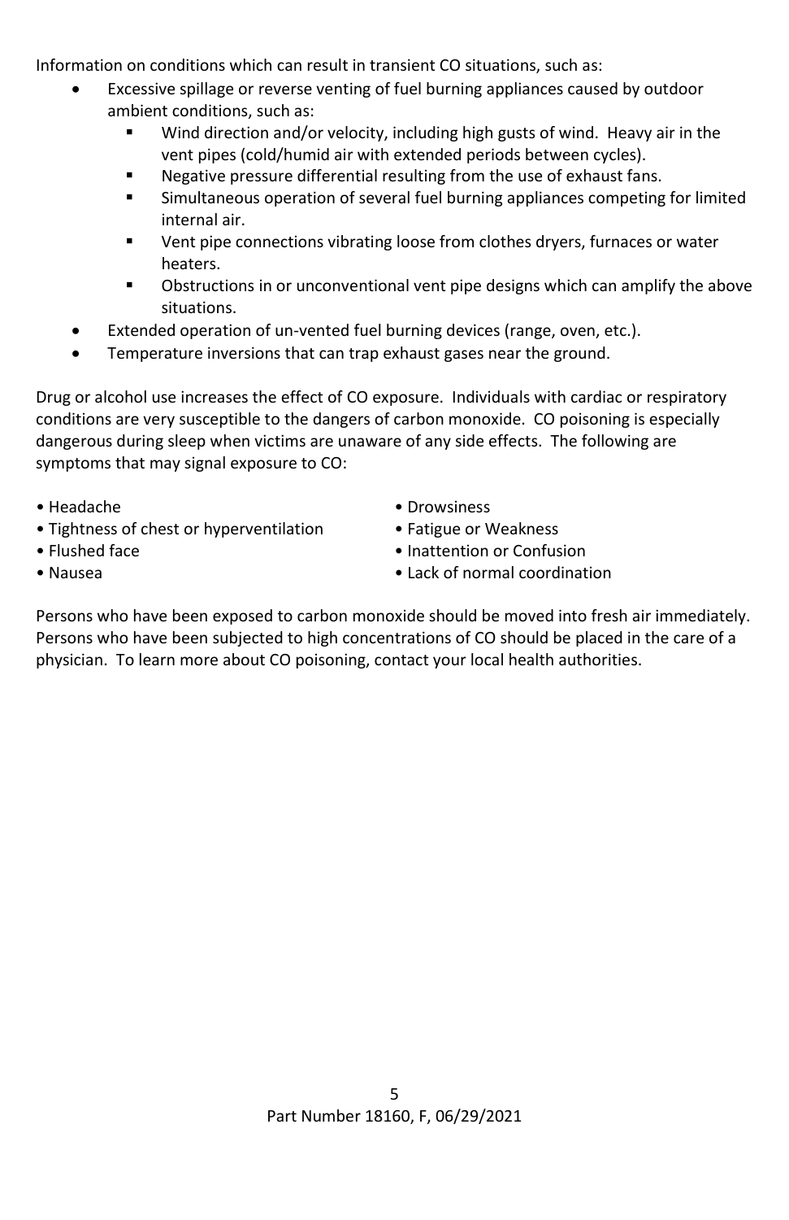Information on conditions which can result in transient CO situations, such as:

- Excessive spillage or reverse venting of fuel burning appliances caused by outdoor ambient conditions, such as:
  - Wind direction and/or velocity, including high gusts of wind. Heavy air in the vent pipes (cold/humid air with extended periods between cycles).
  - Negative pressure differential resulting from the use of exhaust fans.
  - Simultaneous operation of several fuel burning appliances competing for limited internal air.
  - Vent pipe connections vibrating loose from clothes dryers, furnaces or water heaters.
  - Obstructions in or unconventional vent pipe designs which can amplify the above situations.
- Extended operation of un-vented fuel burning devices (range, oven, etc.).
- Temperature inversions that can trap exhaust gases near the ground.

Drug or alcohol use increases the effect of CO exposure. Individuals with cardiac or respiratory conditions are very susceptible to the dangers of carbon monoxide. CO poisoning is especially dangerous during sleep when victims are unaware of any side effects. The following are symptoms that may signal exposure to CO:

- Headache
- Tightness of chest or hyperventilation
- Flushed face
- Nausea
- Drowsiness
- Fatigue or Weakness
- Inattention or Confusion
- Lack of normal coordination

Persons who have been exposed to carbon monoxide should be moved into fresh air immediately. Persons who have been subjected to high concentrations of CO should be placed in the care of a physician. To learn more about CO poisoning, contact your local health authorities.

Part Number 18160, F, 06/29/2021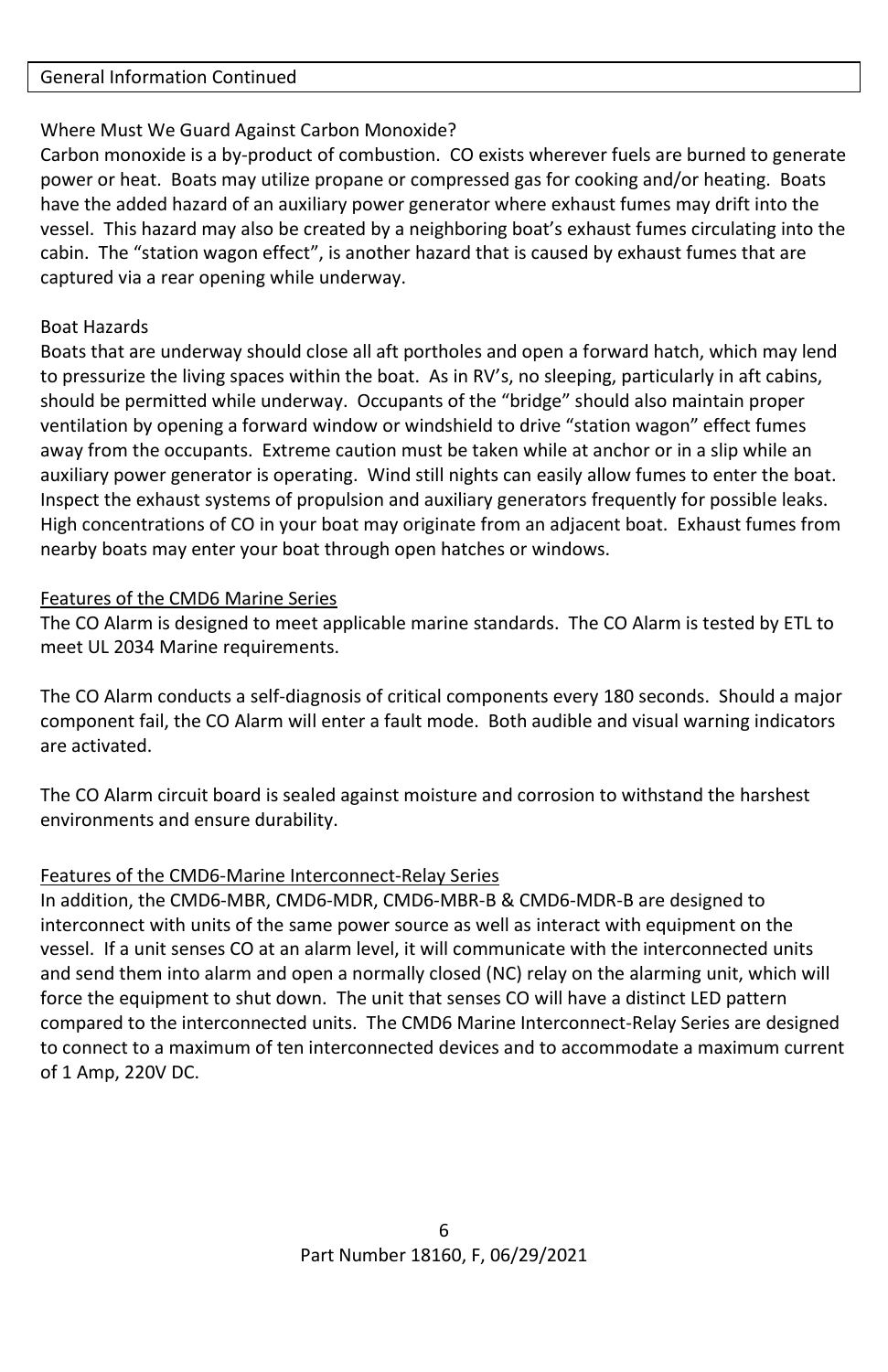## General Information Continued

Where Must We Guard Against Carbon Monoxide?
Carbon monoxide is a by-product of combustion. CO exists wherever fuels are burned to generate power or heat. Boats may utilize propane or compressed gas for cooking and/or heating. Boats have the added hazard of an auxiliary power generator where exhaust fumes may drift into the vessel. This hazard may also be created by a neighboring boat's exhaust fumes circulating into the cabin. The "station wagon effect", is another hazard that is caused by exhaust fumes that are captured via a rear opening while underway.

Boat Hazards
Boats that are underway should close all aft portholes and open a forward hatch, which may lend to pressurize the living spaces within the boat. As in RV's, no sleeping, particularly in aft cabins, should be permitted while underway. Occupants of the "bridge" should also maintain proper ventilation by opening a forward window or windshield to drive "station wagon" effect fumes away from the occupants. Extreme caution must be taken while at anchor or in a slip while an auxiliary power generator is operating. Wind still nights can easily allow fumes to enter the boat. Inspect the exhaust systems of propulsion and auxiliary generators frequently for possible leaks. High concentrations of CO in your boat may originate from an adjacent boat. Exhaust fumes from nearby boats may enter your boat through open hatches or windows.

### Features of the CMD6 Marine Series

The CO Alarm is designed to meet applicable marine standards. The CO Alarm is tested by ETL to meet UL 2034 Marine requirements.

The CO Alarm conducts a self-diagnosis of critical components every 180 seconds. Should a major component fail, the CO Alarm will enter a fault mode. Both audible and visual warning indicators are activated.

The CO Alarm circuit board is sealed against moisture and corrosion to withstand the harshest environments and ensure durability.

### Features of the CMD6-Marine Interconnect-Relay Series

In addition, the CMD6-MBR, CMD6-MDR, CMD6-MBR-B & CMD6-MDR-B are designed to interconnect with units of the same power source as well as interact with equipment on the vessel. If a unit senses CO at an alarm level, it will communicate with the interconnected units and send them into alarm and open a normally closed (NC) relay on the alarming unit, which will force the equipment to shut down. The unit that senses CO will have a distinct LED pattern compared to the interconnected units. The CMD6 Marine Interconnect-Relay Series are designed to connect to a maximum of ten interconnected devices and to accommodate a maximum current of 1 Amp, 220V DC.

Part Number 18160, F, 06/29/2021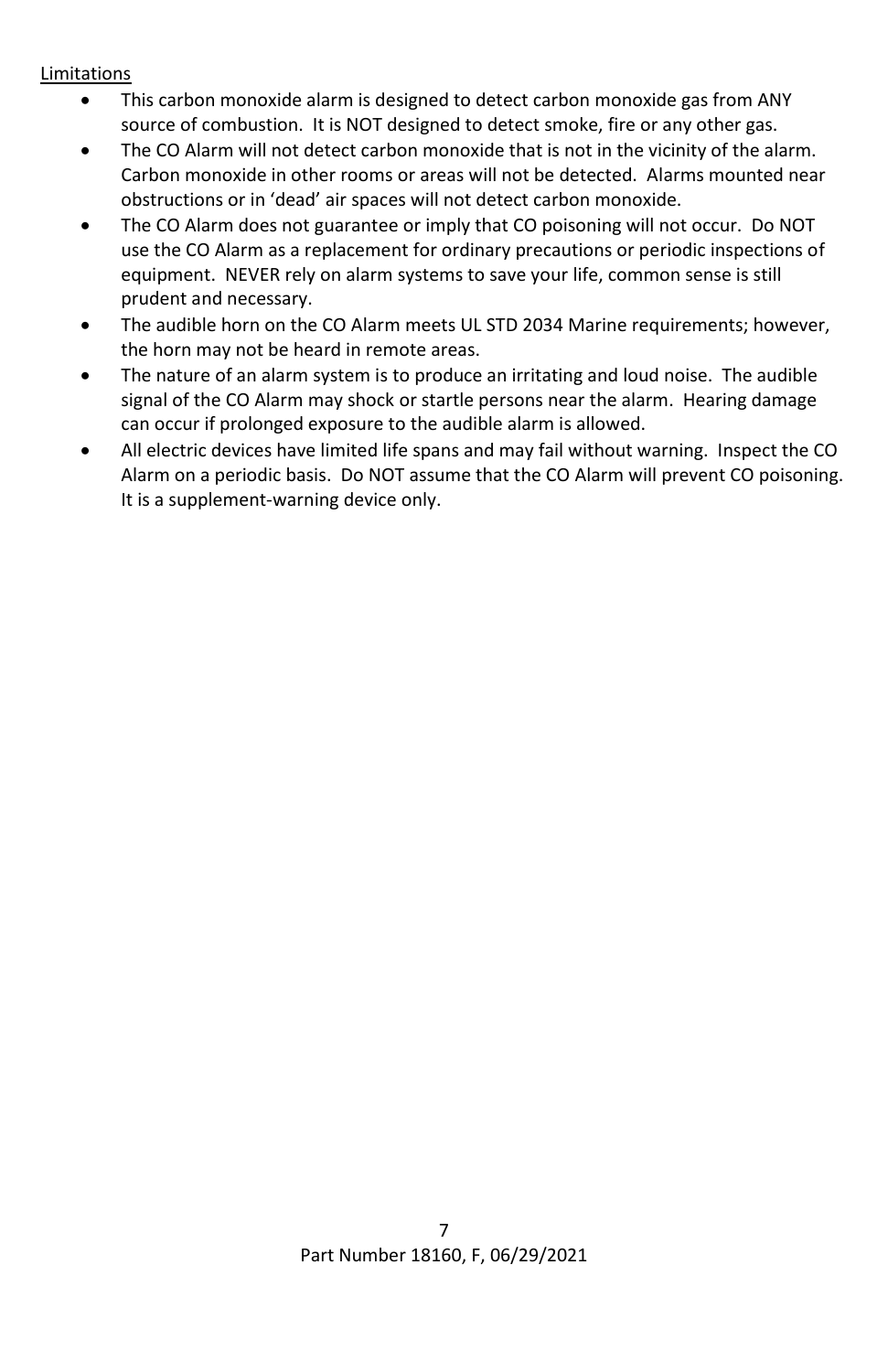<u>Limitations</u>

- This carbon monoxide alarm is designed to detect carbon monoxide gas from ANY source of combustion. It is NOT designed to detect smoke, fire or any other gas.
- The CO Alarm will not detect carbon monoxide that is not in the vicinity of the alarm. Carbon monoxide in other rooms or areas will not be detected. Alarms mounted near obstructions or in 'dead' air spaces will not detect carbon monoxide.
- The CO Alarm does not guarantee or imply that CO poisoning will not occur. Do NOT use the CO Alarm as a replacement for ordinary precautions or periodic inspections of equipment. NEVER rely on alarm systems to save your life, common sense is still prudent and necessary.
- The audible horn on the CO Alarm meets UL STD 2034 Marine requirements; however, the horn may not be heard in remote areas.
- The nature of an alarm system is to produce an irritating and loud noise. The audible signal of the CO Alarm may shock or startle persons near the alarm. Hearing damage can occur if prolonged exposure to the audible alarm is allowed.
- All electric devices have limited life spans and may fail without warning. Inspect the CO Alarm on a periodic basis. Do NOT assume that the CO Alarm will prevent CO poisoning. It is a supplement-warning device only.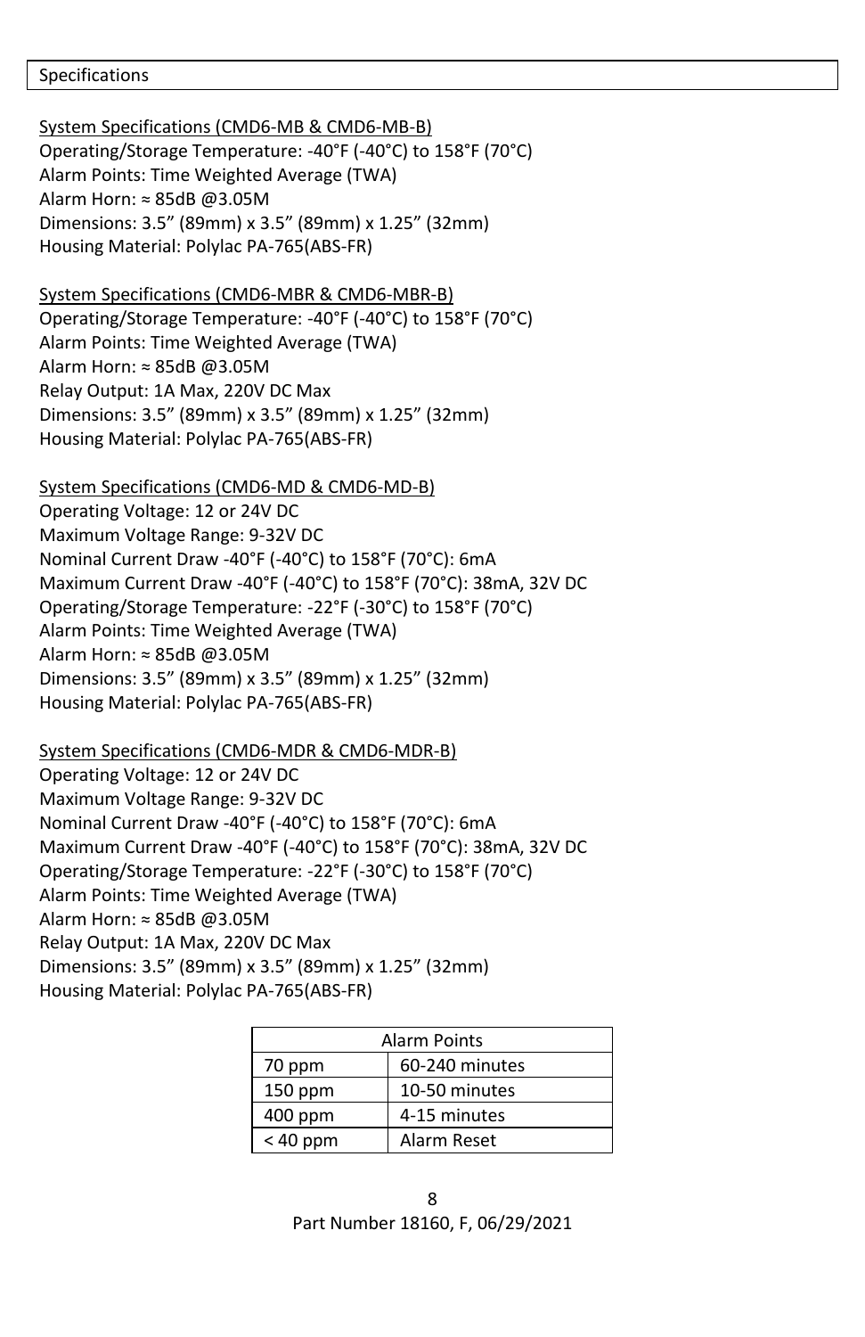## Specifications

<u>System Specifications (CMD6-MB & CMD6-MB-B)</u>

Operating/Storage Temperature: -40°F (-40°C) to 158°F (70°C)
Alarm Points: Time Weighted Average (TWA)
Alarm Horn: ≈ 85dB @3.05M
Dimensions: 3.5" (89mm) x 3.5" (89mm) x 1.25" (32mm)
Housing Material: Polylac PA-765(ABS-FR)

<u>System Specifications (CMD6-MBR & CMD6-MBR-B)</u>

Operating/Storage Temperature: -40°F (-40°C) to 158°F (70°C)
Alarm Points: Time Weighted Average (TWA)
Alarm Horn: ≈ 85dB @3.05M
Relay Output: 1A Max, 220V DC Max
Dimensions: 3.5" (89mm) x 3.5" (89mm) x 1.25" (32mm)
Housing Material: Polylac PA-765(ABS-FR)

<u>System Specifications (CMD6-MD & CMD6-MD-B)</u>

Operating Voltage: 12 or 24V DC
Maximum Voltage Range: 9-32V DC
Nominal Current Draw -40°F (-40°C) to 158°F (70°C): 6mA
Maximum Current Draw -40°F (-40°C) to 158°F (70°C): 38mA, 32V DC
Operating/Storage Temperature: -22°F (-30°C) to 158°F (70°C)
Alarm Points: Time Weighted Average (TWA)
Alarm Horn: ≈ 85dB @3.05M
Dimensions: 3.5" (89mm) x 3.5" (89mm) x 1.25" (32mm)
Housing Material: Polylac PA-765(ABS-FR)

<u>System Specifications (CMD6-MDR & CMD6-MDR-B)</u>

Operating Voltage: 12 or 24V DC
Maximum Voltage Range: 9-32V DC
Nominal Current Draw -40°F (-40°C) to 158°F (70°C): 6mA
Maximum Current Draw -40°F (-40°C) to 158°F (70°C): 38mA, 32V DC
Operating/Storage Temperature: -22°F (-30°C) to 158°F (70°C)
Alarm Points: Time Weighted Average (TWA)
Alarm Horn: ≈ 85dB @3.05M
Relay Output: 1A Max, 220V DC Max
Dimensions: 3.5" (89mm) x 3.5" (89mm) x 1.25" (32mm)
Housing Material: Polylac PA-765(ABS-FR)

| Alarm Points | |
|---|---|
| 70 ppm | 60-240 minutes |
| 150 ppm | 10-50 minutes |
| 400 ppm | 4-15 minutes |
| < 40 ppm | Alarm Reset |

Part Number 18160, F, 06/29/2021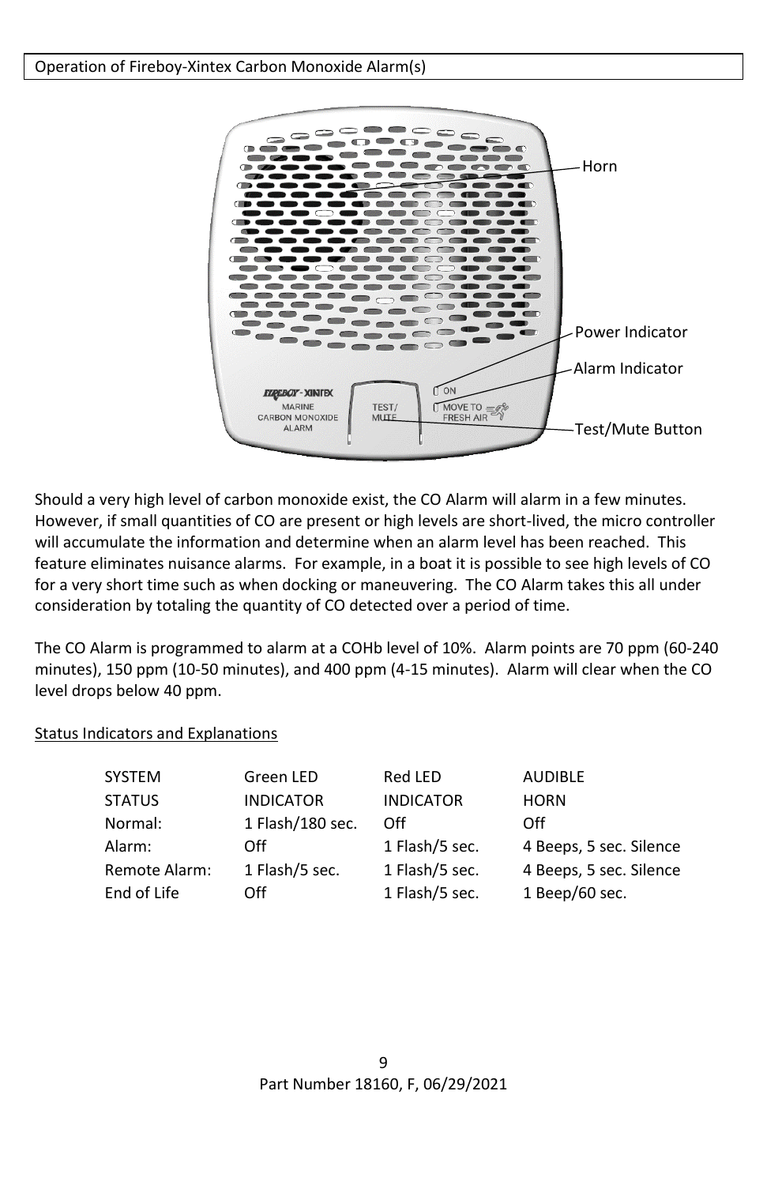Operation of Fireboy-Xintex Carbon Monoxide Alarm(s)

Horn

Power Indicator

Alarm Indicator

Test/Mute Button

Should a very high level of carbon monoxide exist, the CO Alarm will alarm in a few minutes. However, if small quantities of CO are present or high levels are short-lived, the micro controller will accumulate the information and determine when an alarm level has been reached. This feature eliminates nuisance alarms. For example, in a boat it is possible to see high levels of CO for a very short time such as when docking or maneuvering. The CO Alarm takes this all under consideration by totaling the quantity of CO detected over a period of time.

The CO Alarm is programmed to alarm at a COHb level of 10%. Alarm points are 70 ppm (60-240 minutes), 150 ppm (10-50 minutes), and 400 ppm (4-15 minutes). Alarm will clear when the CO level drops below 40 ppm.

Status Indicators and Explanations

| SYSTEM STATUS | Green LED INDICATOR | Red LED INDICATOR | AUDIBLE HORN |
|---|---|---|---|
| Normal: | 1 Flash/180 sec. | Off | Off |
| Alarm: | Off | 1 Flash/5 sec. | 4 Beeps, 5 sec. Silence |
| Remote Alarm: | 1 Flash/5 sec. | 1 Flash/5 sec. | 4 Beeps, 5 sec. Silence |
| End of Life | Off | 1 Flash/5 sec. | 1 Beep/60 sec. |

Part Number 18160, F, 06/29/2021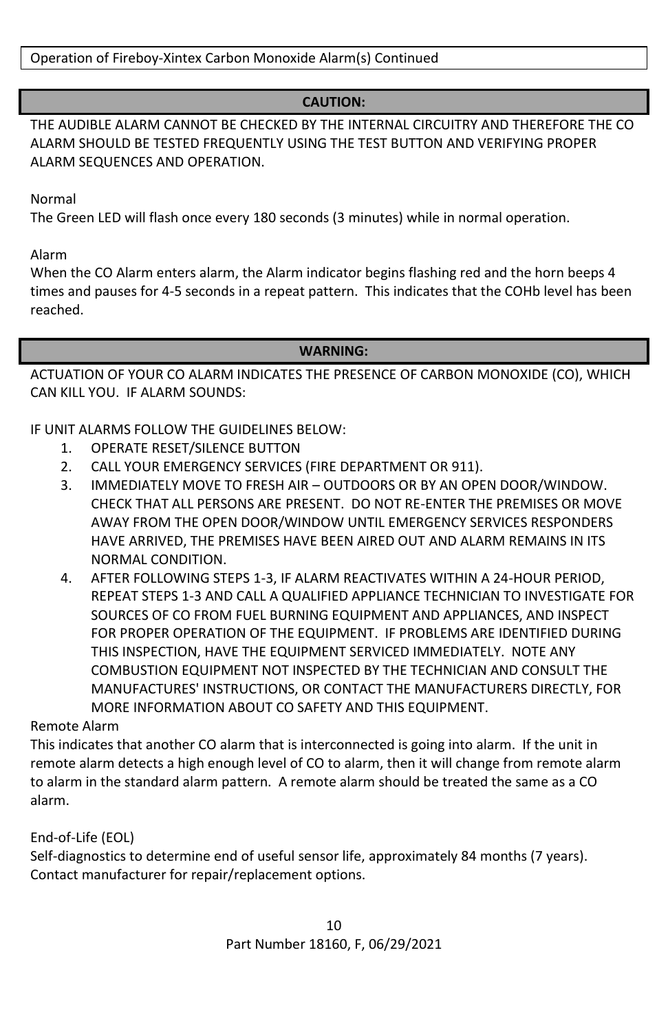Operation of Fireboy-Xintex Carbon Monoxide Alarm(s) Continued

**CAUTION:**

THE AUDIBLE ALARM CANNOT BE CHECKED BY THE INTERNAL CIRCUITRY AND THEREFORE THE CO ALARM SHOULD BE TESTED FREQUENTLY USING THE TEST BUTTON AND VERIFYING PROPER ALARM SEQUENCES AND OPERATION.

Normal

The Green LED will flash once every 180 seconds (3 minutes) while in normal operation.

Alarm

When the CO Alarm enters alarm, the Alarm indicator begins flashing red and the horn beeps 4 times and pauses for 4-5 seconds in a repeat pattern. This indicates that the COHb level has been reached.

**WARNING:**

ACTUATION OF YOUR CO ALARM INDICATES THE PRESENCE OF CARBON MONOXIDE (CO), WHICH CAN KILL YOU. IF ALARM SOUNDS:

IF UNIT ALARMS FOLLOW THE GUIDELINES BELOW:

1. OPERATE RESET/SILENCE BUTTON
2. CALL YOUR EMERGENCY SERVICES (FIRE DEPARTMENT OR 911).
3. IMMEDIATELY MOVE TO FRESH AIR – OUTDOORS OR BY AN OPEN DOOR/WINDOW. CHECK THAT ALL PERSONS ARE PRESENT. DO NOT RE-ENTER THE PREMISES OR MOVE AWAY FROM THE OPEN DOOR/WINDOW UNTIL EMERGENCY SERVICES RESPONDERS HAVE ARRIVED, THE PREMISES HAVE BEEN AIRED OUT AND ALARM REMAINS IN ITS NORMAL CONDITION.
4. AFTER FOLLOWING STEPS 1-3, IF ALARM REACTIVATES WITHIN A 24-HOUR PERIOD, REPEAT STEPS 1-3 AND CALL A QUALIFIED APPLIANCE TECHNICIAN TO INVESTIGATE FOR SOURCES OF CO FROM FUEL BURNING EQUIPMENT AND APPLIANCES, AND INSPECT FOR PROPER OPERATION OF THE EQUIPMENT. IF PROBLEMS ARE IDENTIFIED DURING THIS INSPECTION, HAVE THE EQUIPMENT SERVICED IMMEDIATELY. NOTE ANY COMBUSTION EQUIPMENT NOT INSPECTED BY THE TECHNICIAN AND CONSULT THE MANUFACTURES' INSTRUCTIONS, OR CONTACT THE MANUFACTURERS DIRECTLY, FOR MORE INFORMATION ABOUT CO SAFETY AND THIS EQUIPMENT.

Remote Alarm

This indicates that another CO alarm that is interconnected is going into alarm. If the unit in remote alarm detects a high enough level of CO to alarm, then it will change from remote alarm to alarm in the standard alarm pattern. A remote alarm should be treated the same as a CO alarm.

End-of-Life (EOL)

Self-diagnostics to determine end of useful sensor life, approximately 84 months (7 years). Contact manufacturer for repair/replacement options.

Part Number 18160, F, 06/29/2021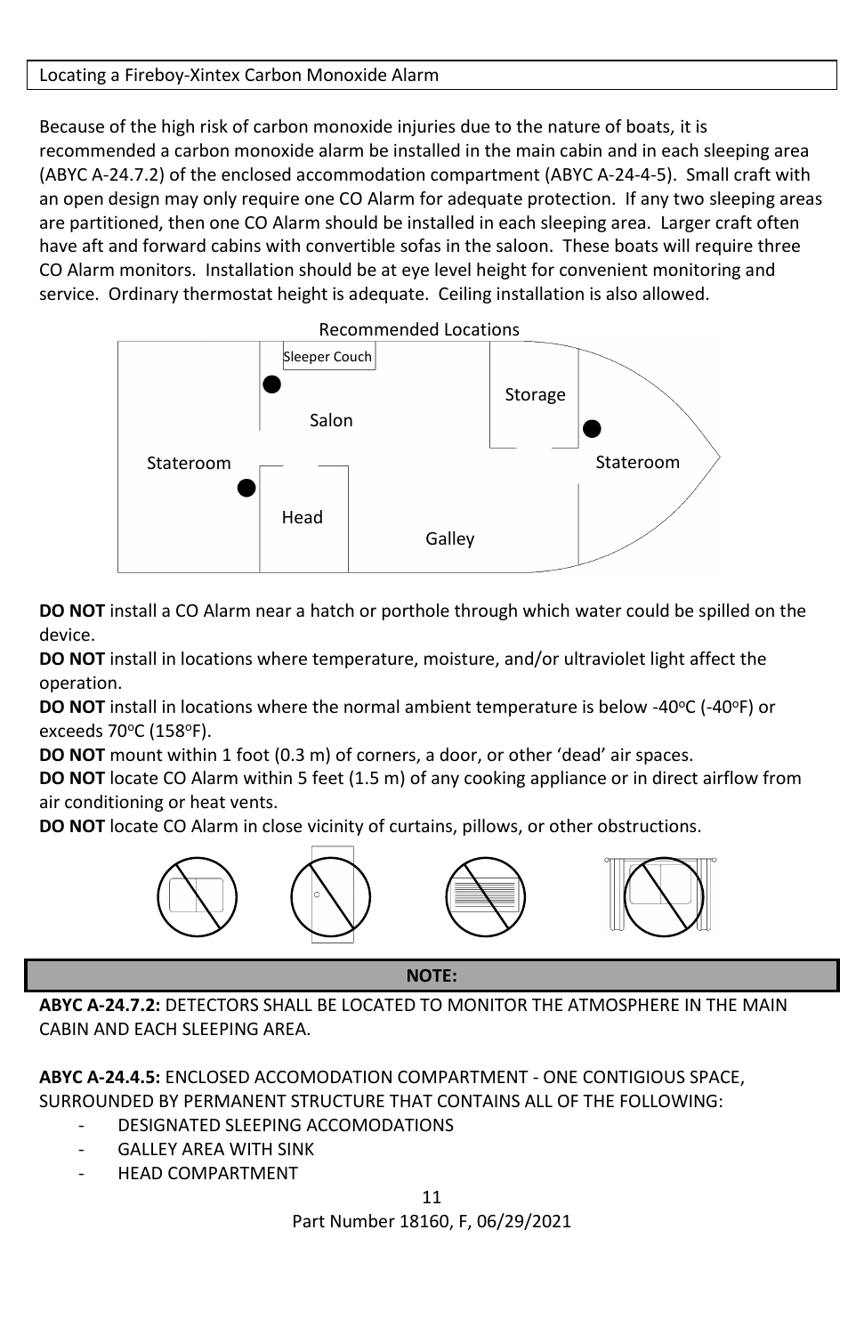## Locating a Fireboy-Xintex Carbon Monoxide Alarm

Because of the high risk of carbon monoxide injuries due to the nature of boats, it is recommended a carbon monoxide alarm be installed in the main cabin and in each sleeping area (ABYC A-24.7.2) of the enclosed accommodation compartment (ABYC A-24-4-5). Small craft with an open design may only require one CO Alarm for adequate protection. If any two sleeping areas are partitioned, then one CO Alarm should be installed in each sleeping area. Larger craft often have aft and forward cabins with convertible sofas in the saloon. These boats will require three CO Alarm monitors. Installation should be at eye level height for convenient monitoring and service. Ordinary thermostat height is adequate. Ceiling installation is also allowed.

Recommended Locations

Sleeper Couch

Salon

Storage

Stateroom

Stateroom

Head

Galley

**DO NOT** install a CO Alarm near a hatch or porthole through which water could be spilled on the device.

**DO NOT** install in locations where temperature, moisture, and/or ultraviolet light affect the operation.

**DO NOT** install in locations where the normal ambient temperature is below -40°C (-40°F) or exceeds 70°C (158°F).

**DO NOT** mount within 1 foot (0.3 m) of corners, a door, or other 'dead' air spaces.

**DO NOT** locate CO Alarm within 5 feet (1.5 m) of any cooking appliance or in direct airflow from air conditioning or heat vents.

**DO NOT** locate CO Alarm in close vicinity of curtains, pillows, or other obstructions.

**NOTE:**

**ABYC A-24.7.2:** DETECTORS SHALL BE LOCATED TO MONITOR THE ATMOSPHERE IN THE MAIN CABIN AND EACH SLEEPING AREA.

**ABYC A-24.4.5:** ENCLOSED ACCOMODATION COMPARTMENT - ONE CONTIGIOUS SPACE, SURROUNDED BY PERMANENT STRUCTURE THAT CONTAINS ALL OF THE FOLLOWING:

- DESIGNATED SLEEPING ACCOMODATIONS
- GALLEY AREA WITH SINK
- HEAD COMPARTMENT

Part Number 18160, F, 06/29/2021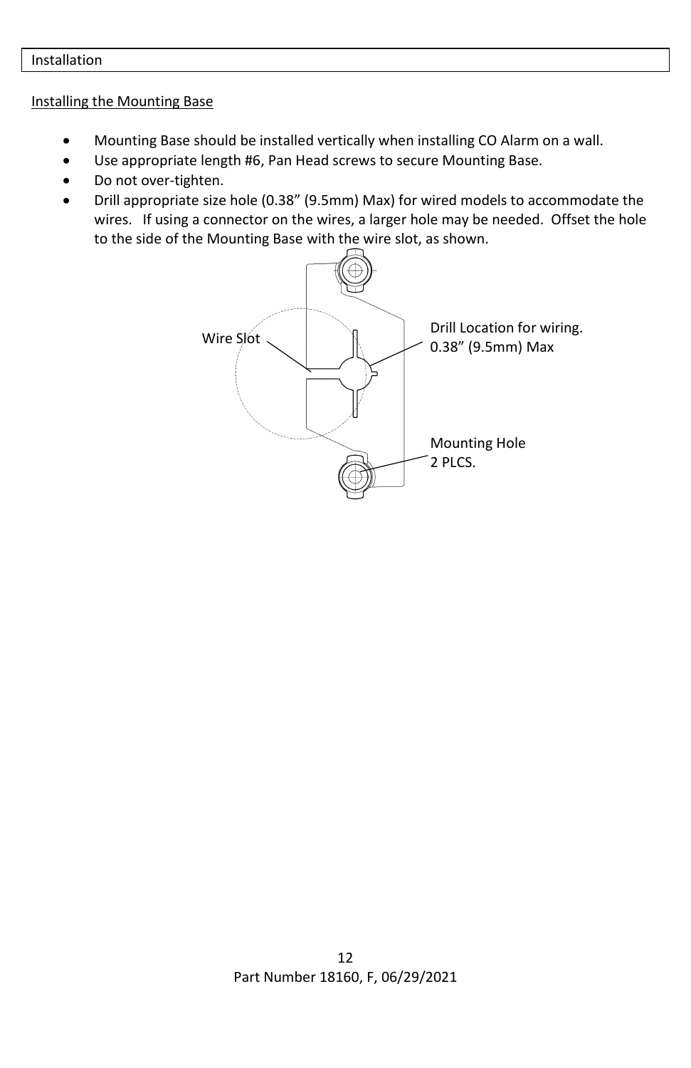Installation

## Installing the Mounting Base

- Mounting Base should be installed vertically when installing CO Alarm on a wall.
- Use appropriate length #6, Pan Head screws to secure Mounting Base.
- Do not over-tighten.
- Drill appropriate size hole (0.38" (9.5mm) Max) for wired models to accommodate the wires. If using a connector on the wires, a larger hole may be needed. Offset the hole to the side of the Mounting Base with the wire slot, as shown.

Wire Slot

Drill Location for wiring. 0.38" (9.5mm) Max

Mounting Hole 2 PLCS.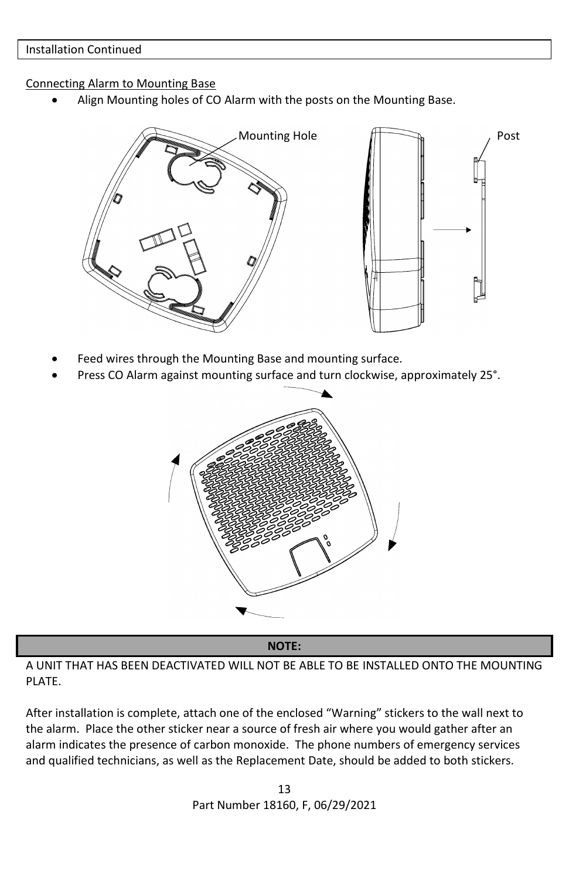Installation Continued

Connecting Alarm to Mounting Base

- Align Mounting holes of CO Alarm with the posts on the Mounting Base.

Mounting Hole

Post

- Feed wires through the Mounting Base and mounting surface.
- Press CO Alarm against mounting surface and turn clockwise, approximately 25°.

**NOTE:**

A UNIT THAT HAS BEEN DEACTIVATED WILL NOT BE ABLE TO BE INSTALLED ONTO THE MOUNTING PLATE.

After installation is complete, attach one of the enclosed “Warning” stickers to the wall next to the alarm. Place the other sticker near a source of fresh air where you would gather after an alarm indicates the presence of carbon monoxide. The phone numbers of emergency services and qualified technicians, as well as the Replacement Date, should be added to both stickers.

Part Number 18160, F, 06/29/2021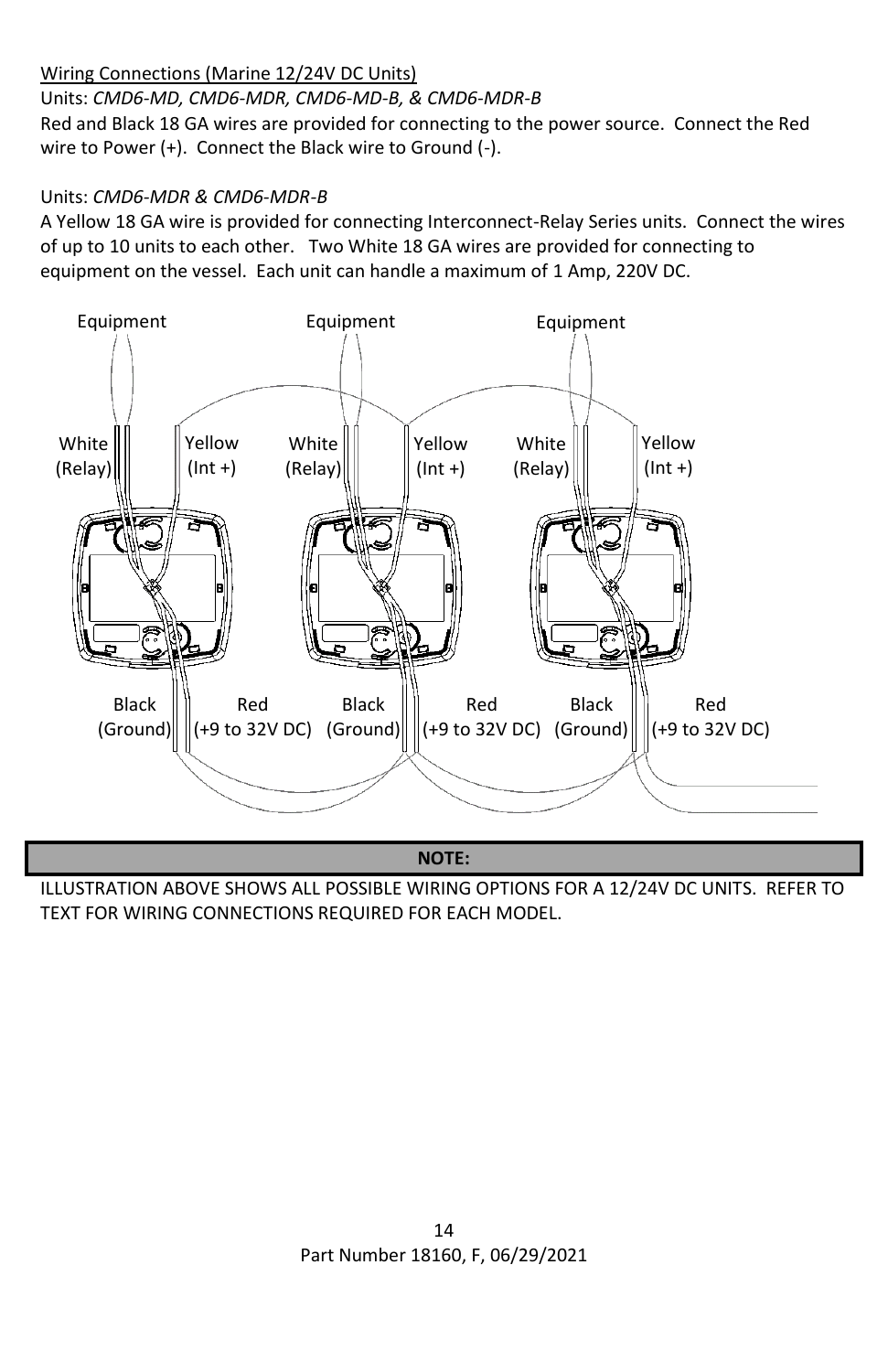Wiring Connections (Marine 12/24V DC Units)

Units: *CMD6-MD, CMD6-MDR, CMD6-MD-B, & CMD6-MDR-B*

Red and Black 18 GA wires are provided for connecting to the power source. Connect the Red wire to Power (+). Connect the Black wire to Ground (-).

Units: *CMD6-MDR & CMD6-MDR-B*

A Yellow 18 GA wire is provided for connecting Interconnect-Relay Series units. Connect the wires of up to 10 units to each other. Two White 18 GA wires are provided for connecting to equipment on the vessel. Each unit can handle a maximum of 1 Amp, 220V DC.

Equipment Equipment Equipment

White (Relay) Yellow (Int +) White (Relay) Yellow (Int +) White (Relay) Yellow (Int +)

Black (Ground) Red (+9 to 32V DC) Black (Ground) Red (+9 to 32V DC) Black (Ground) Red (+9 to 32V DC)

**NOTE:**

ILLUSTRATION ABOVE SHOWS ALL POSSIBLE WIRING OPTIONS FOR A 12/24V DC UNITS. REFER TO TEXT FOR WIRING CONNECTIONS REQUIRED FOR EACH MODEL.

Part Number 18160, F, 06/29/2021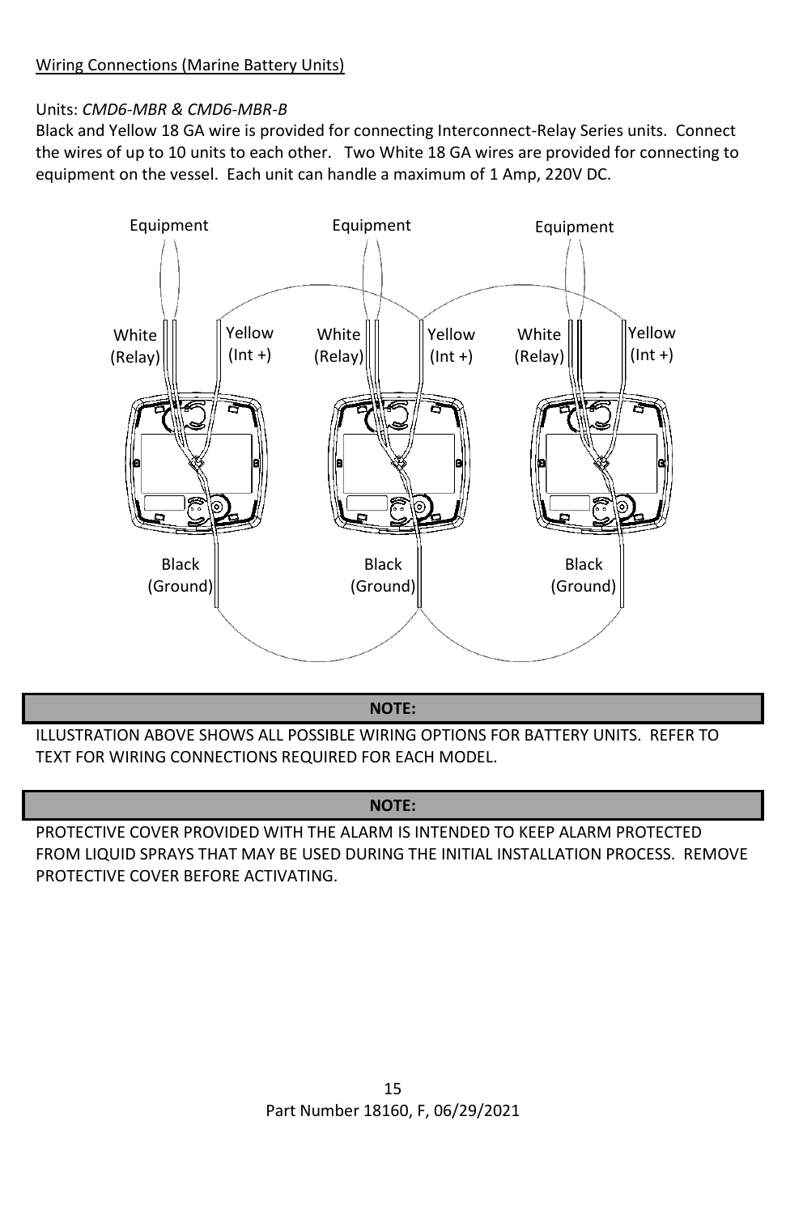Wiring Connections (Marine Battery Units)

Units: *CMD6-MBR & CMD6-MBR-B*
Black and Yellow 18 GA wire is provided for connecting Interconnect-Relay Series units. Connect the wires of up to 10 units to each other. Two White 18 GA wires are provided for connecting to equipment on the vessel. Each unit can handle a maximum of 1 Amp, 220V DC.

Equipment Equipment Equipment

White (Relay) Yellow (Int +) White (Relay) Yellow (Int +) White (Relay) Yellow (Int +)

Black (Ground) Black (Ground) Black (Ground)

**NOTE:**

ILLUSTRATION ABOVE SHOWS ALL POSSIBLE WIRING OPTIONS FOR BATTERY UNITS. REFER TO TEXT FOR WIRING CONNECTIONS REQUIRED FOR EACH MODEL.

**NOTE:**

PROTECTIVE COVER PROVIDED WITH THE ALARM IS INTENDED TO KEEP ALARM PROTECTED FROM LIQUID SPRAYS THAT MAY BE USED DURING THE INITIAL INSTALLATION PROCESS. REMOVE PROTECTIVE COVER BEFORE ACTIVATING.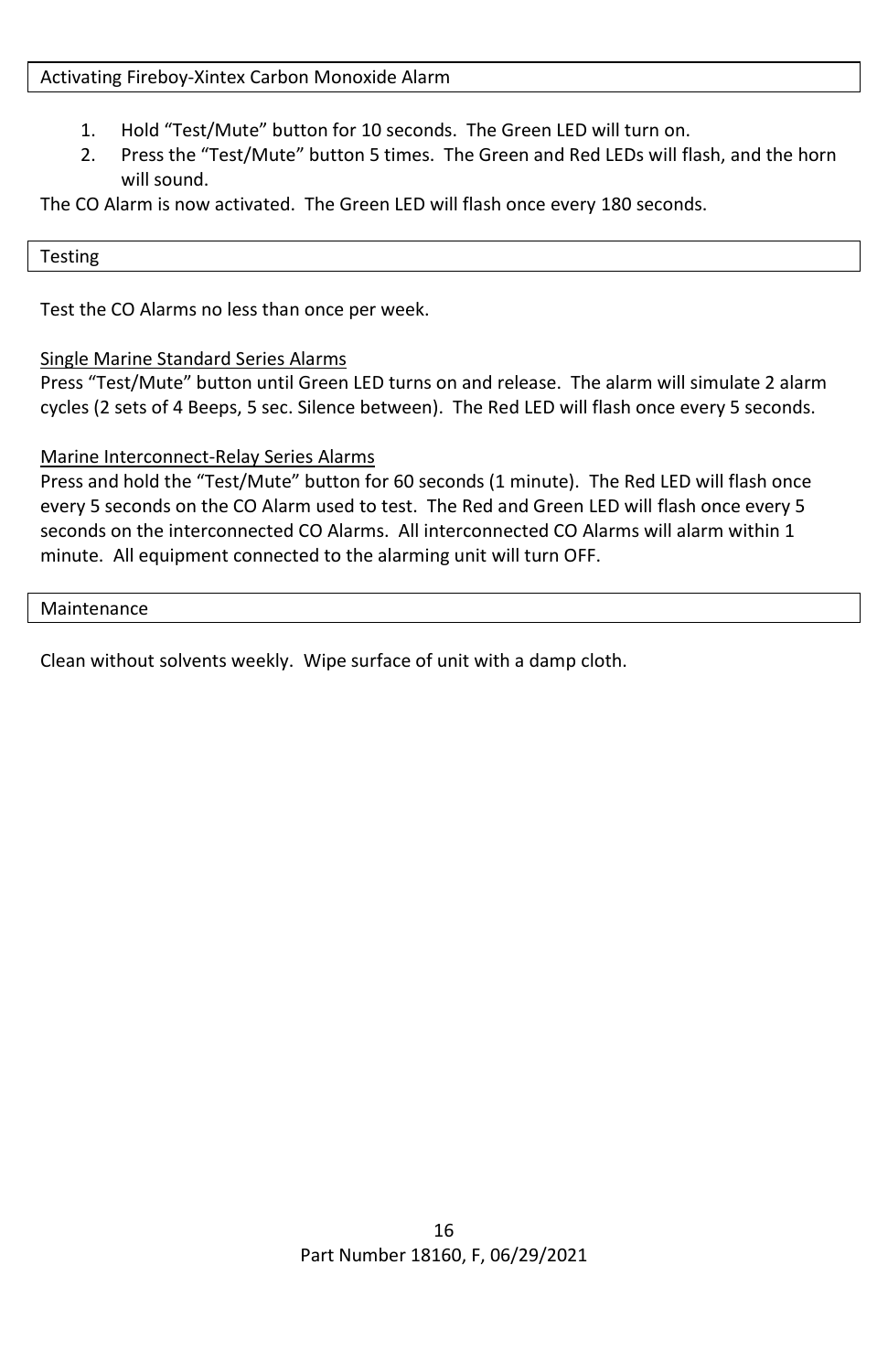## Activating Fireboy-Xintex Carbon Monoxide Alarm

1. Hold “Test/Mute” button for 10 seconds. The Green LED will turn on.
2. Press the “Test/Mute” button 5 times. The Green and Red LEDs will flash, and the horn will sound.

The CO Alarm is now activated. The Green LED will flash once every 180 seconds.

## Testing

Test the CO Alarms no less than once per week.

Single Marine Standard Series Alarms

Press “Test/Mute” button until Green LED turns on and release. The alarm will simulate 2 alarm cycles (2 sets of 4 Beeps, 5 sec. Silence between). The Red LED will flash once every 5 seconds.

Marine Interconnect-Relay Series Alarms

Press and hold the “Test/Mute” button for 60 seconds (1 minute). The Red LED will flash once every 5 seconds on the CO Alarm used to test. The Red and Green LED will flash once every 5 seconds on the interconnected CO Alarms. All interconnected CO Alarms will alarm within 1 minute. All equipment connected to the alarming unit will turn OFF.

## Maintenance

Clean without solvents weekly. Wipe surface of unit with a damp cloth.

Part Number 18160, F, 06/29/2021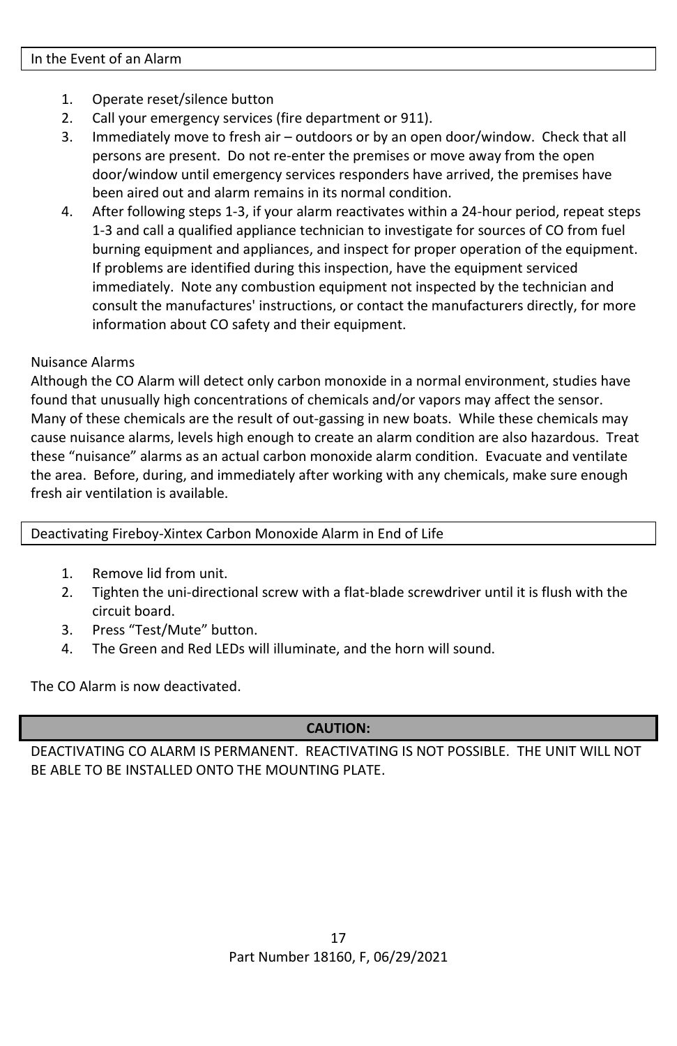## In the Event of an Alarm

1. Operate reset/silence button
2. Call your emergency services (fire department or 911).
3. Immediately move to fresh air – outdoors or by an open door/window. Check that all persons are present. Do not re-enter the premises or move away from the open door/window until emergency services responders have arrived, the premises have been aired out and alarm remains in its normal condition.
4. After following steps 1-3, if your alarm reactivates within a 24-hour period, repeat steps 1-3 and call a qualified appliance technician to investigate for sources of CO from fuel burning equipment and appliances, and inspect for proper operation of the equipment. If problems are identified during this inspection, have the equipment serviced immediately. Note any combustion equipment not inspected by the technician and consult the manufactures' instructions, or contact the manufacturers directly, for more information about CO safety and their equipment.

### Nuisance Alarms

Although the CO Alarm will detect only carbon monoxide in a normal environment, studies have found that unusually high concentrations of chemicals and/or vapors may affect the sensor. Many of these chemicals are the result of out-gassing in new boats. While these chemicals may cause nuisance alarms, levels high enough to create an alarm condition are also hazardous. Treat these "nuisance" alarms as an actual carbon monoxide alarm condition. Evacuate and ventilate the area. Before, during, and immediately after working with any chemicals, make sure enough fresh air ventilation is available.

## Deactivating Fireboy-Xintex Carbon Monoxide Alarm in End of Life

1. Remove lid from unit.
2. Tighten the uni-directional screw with a flat-blade screwdriver until it is flush with the circuit board.
3. Press "Test/Mute" button.
4. The Green and Red LEDs will illuminate, and the horn will sound.

The CO Alarm is now deactivated.

**CAUTION:**

DEACTIVATING CO ALARM IS PERMANENT. REACTIVATING IS NOT POSSIBLE. THE UNIT WILL NOT BE ABLE TO BE INSTALLED ONTO THE MOUNTING PLATE.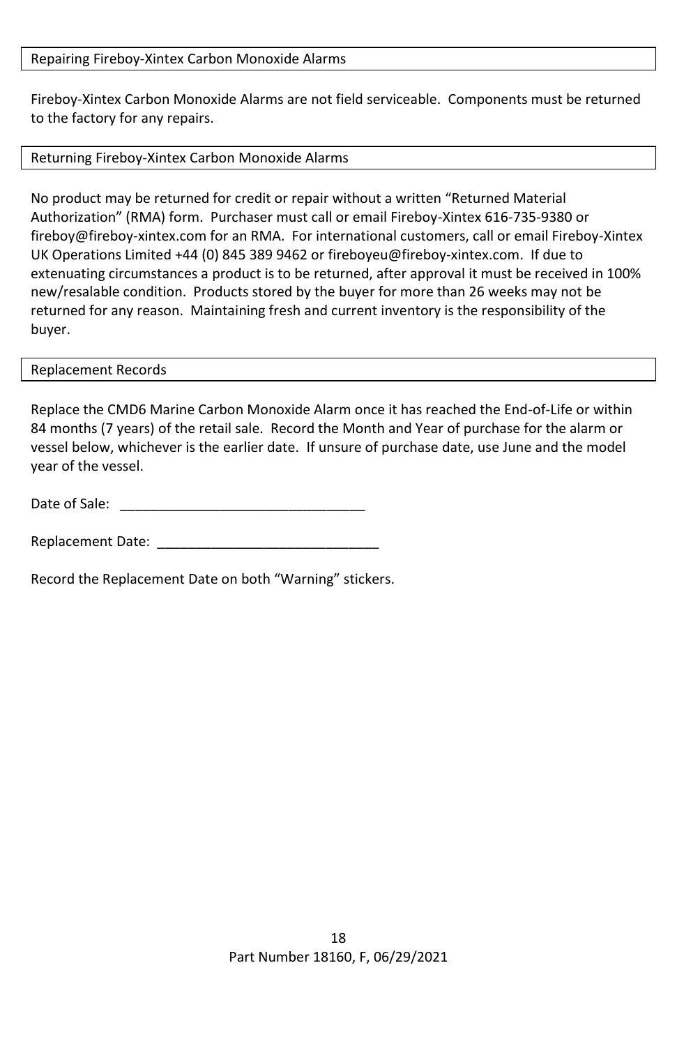## Repairing Fireboy-Xintex Carbon Monoxide Alarms

Fireboy-Xintex Carbon Monoxide Alarms are not field serviceable. Components must be returned to the factory for any repairs.

## Returning Fireboy-Xintex Carbon Monoxide Alarms

No product may be returned for credit or repair without a written "Returned Material Authorization" (RMA) form. Purchaser must call or email Fireboy-Xintex 616-735-9380 or fireboy@fireboy-xintex.com for an RMA. For international customers, call or email Fireboy-Xintex UK Operations Limited +44 (0) 845 389 9462 or fireboyeu@fireboy-xintex.com. If due to extenuating circumstances a product is to be returned, after approval it must be received in 100% new/resalable condition. Products stored by the buyer for more than 26 weeks may not be returned for any reason. Maintaining fresh and current inventory is the responsibility of the buyer.

## Replacement Records

Replace the CMD6 Marine Carbon Monoxide Alarm once it has reached the End-of-Life or within 84 months (7 years) of the retail sale. Record the Month and Year of purchase for the alarm or vessel below, whichever is the earlier date. If unsure of purchase date, use June and the model year of the vessel.

Date of Sale: ________________________________

Replacement Date: _____________________________

Record the Replacement Date on both "Warning" stickers.

Part Number 18160, F, 06/29/2021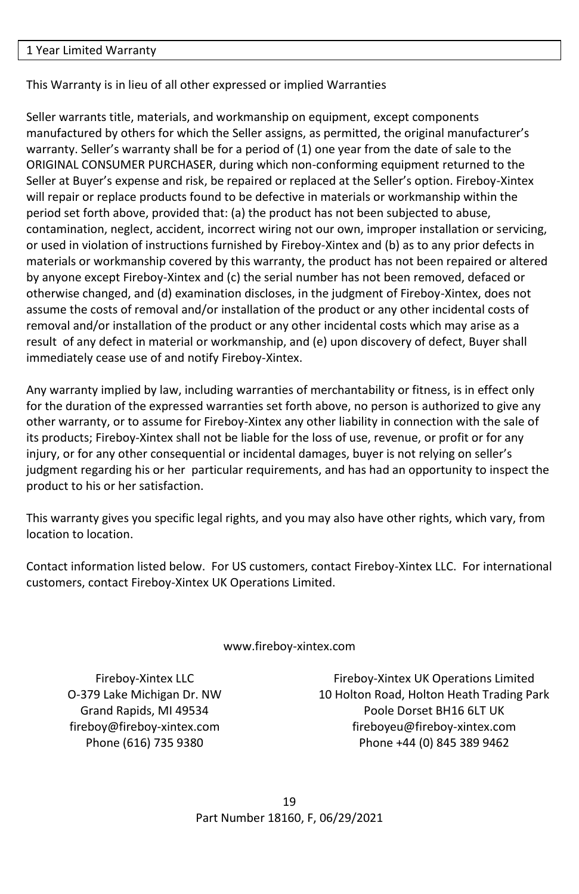## 1 Year Limited Warranty

This Warranty is in lieu of all other expressed or implied Warranties

Seller warrants title, materials, and workmanship on equipment, except components manufactured by others for which the Seller assigns, as permitted, the original manufacturer's warranty. Seller's warranty shall be for a period of (1) one year from the date of sale to the ORIGINAL CONSUMER PURCHASER, during which non-conforming equipment returned to the Seller at Buyer's expense and risk, be repaired or replaced at the Seller's option. Fireboy-Xintex will repair or replace products found to be defective in materials or workmanship within the period set forth above, provided that: (a) the product has not been subjected to abuse, contamination, neglect, accident, incorrect wiring not our own, improper installation or servicing, or used in violation of instructions furnished by Fireboy-Xintex and (b) as to any prior defects in materials or workmanship covered by this warranty, the product has not been repaired or altered by anyone except Fireboy-Xintex and (c) the serial number has not been removed, defaced or otherwise changed, and (d) examination discloses, in the judgment of Fireboy-Xintex, does not assume the costs of removal and/or installation of the product or any other incidental costs of removal and/or installation of the product or any other incidental costs which may arise as a result of any defect in material or workmanship, and (e) upon discovery of defect, Buyer shall immediately cease use of and notify Fireboy-Xintex.

Any warranty implied by law, including warranties of merchantability or fitness, is in effect only for the duration of the expressed warranties set forth above, no person is authorized to give any other warranty, or to assume for Fireboy-Xintex any other liability in connection with the sale of its products; Fireboy-Xintex shall not be liable for the loss of use, revenue, or profit or for any injury, or for any other consequential or incidental damages, buyer is not relying on seller's judgment regarding his or her particular requirements, and has had an opportunity to inspect the product to his or her satisfaction.

This warranty gives you specific legal rights, and you may also have other rights, which vary, from location to location.

Contact information listed below. For US customers, contact Fireboy-Xintex LLC. For international customers, contact Fireboy-Xintex UK Operations Limited.

www.fireboy-xintex.com

Fireboy-Xintex LLC
O-379 Lake Michigan Dr. NW
Grand Rapids, MI 49534
fireboy@fireboy-xintex.com
Phone (616) 735 9380

Fireboy-Xintex UK Operations Limited
10 Holton Road, Holton Heath Trading Park
Poole Dorset BH16 6LT UK
fireboyeu@fireboy-xintex.com
Phone +44 (0) 845 389 9462

Part Number 18160, F, 06/29/2021